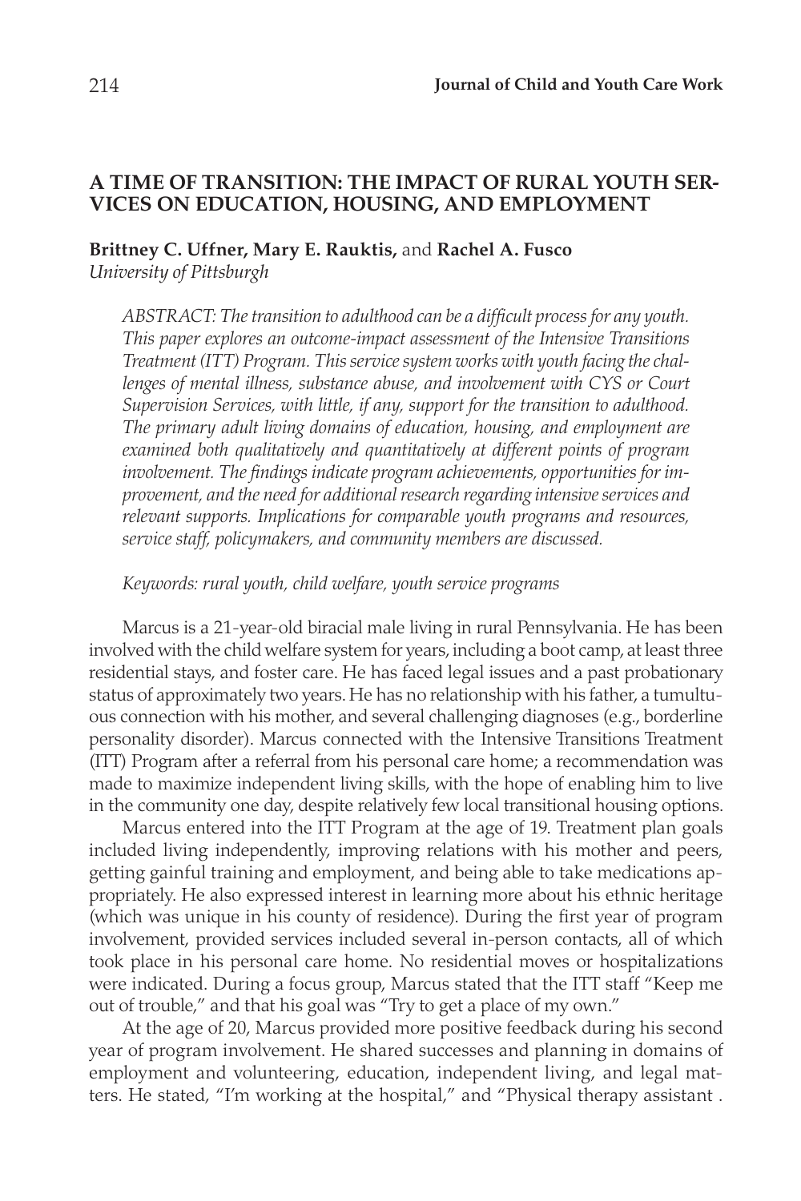# A TIME OF TRANSITION: THE IMPACT OF RURAL YOUTH SERVICES ON EDUCATION, HOUSING, AND EMPLOYMENT

**Brittney C. Uffner, Mary E. Rauktis,** and **Rachel A. Fusco**
*University of Pittsburgh*

*ABSTRACT: The transition to adulthood can be a difficult process for any youth. This paper explores an outcome-impact assessment of the Intensive Transitions Treatment (ITT) Program. This service system works with youth facing the challenges of mental illness, substance abuse, and involvement with CYS or Court Supervision Services, with little, if any, support for the transition to adulthood. The primary adult living domains of education, housing, and employment are examined both qualitatively and quantitatively at different points of program involvement. The findings indicate program achievements, opportunities for improvement, and the need for additional research regarding intensive services and relevant supports. Implications for comparable youth programs and resources, service staff, policymakers, and community members are discussed.*

*Keywords: rural youth, child welfare, youth service programs*

Marcus is a 21-year-old biracial male living in rural Pennsylvania. He has been involved with the child welfare system for years, including a boot camp, at least three residential stays, and foster care. He has faced legal issues and a past probationary status of approximately two years. He has no relationship with his father, a tumultuous connection with his mother, and several challenging diagnoses (e.g., borderline personality disorder). Marcus connected with the Intensive Transitions Treatment (ITT) Program after a referral from his personal care home; a recommendation was made to maximize independent living skills, with the hope of enabling him to live in the community one day, despite relatively few local transitional housing options.

Marcus entered into the ITT Program at the age of 19. Treatment plan goals included living independently, improving relations with his mother and peers, getting gainful training and employment, and being able to take medications appropriately. He also expressed interest in learning more about his ethnic heritage (which was unique in his county of residence). During the first year of program involvement, provided services included several in-person contacts, all of which took place in his personal care home. No residential moves or hospitalizations were indicated. During a focus group, Marcus stated that the ITT staff "Keep me out of trouble," and that his goal was "Try to get a place of my own."

At the age of 20, Marcus provided more positive feedback during his second year of program involvement. He shared successes and planning in domains of employment and volunteering, education, independent living, and legal matters. He stated, "I'm working at the hospital," and "Physical therapy assistant .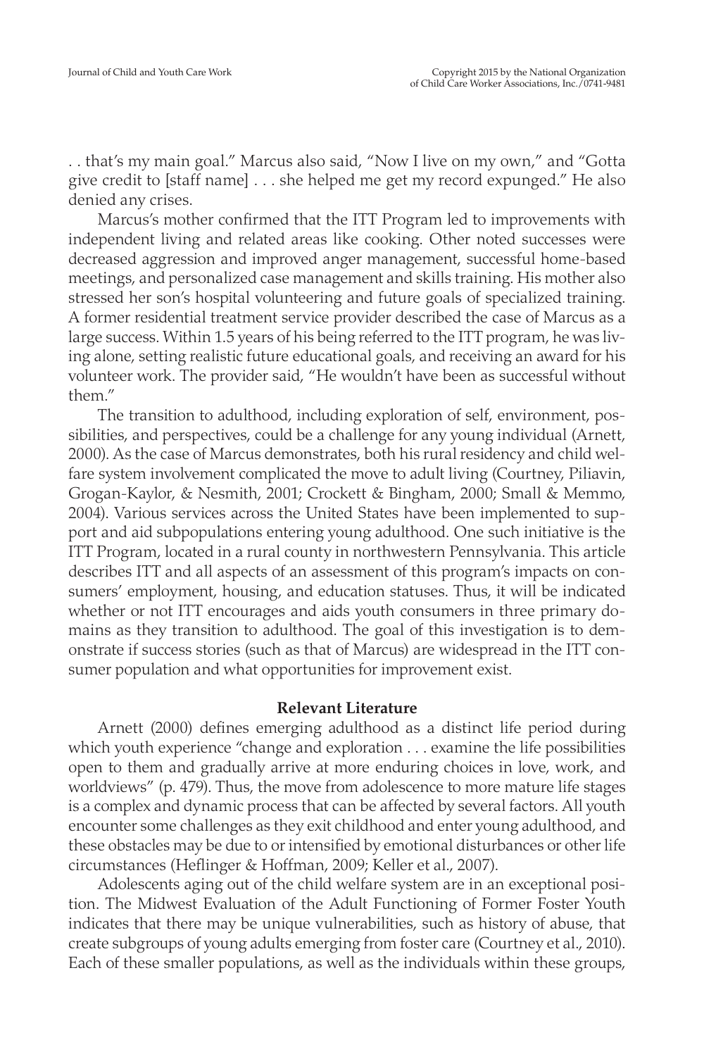. . that's my main goal." Marcus also said, "Now I live on my own," and "Gotta give credit to [staff name] . . . she helped me get my record expunged." He also denied any crises.

Marcus's mother confirmed that the ITT Program led to improvements with independent living and related areas like cooking. Other noted successes were decreased aggression and improved anger management, successful home-based meetings, and personalized case management and skills training. His mother also stressed her son's hospital volunteering and future goals of specialized training. A former residential treatment service provider described the case of Marcus as a large success. Within 1.5 years of his being referred to the ITT program, he was living alone, setting realistic future educational goals, and receiving an award for his volunteer work. The provider said, "He wouldn't have been as successful without them."

The transition to adulthood, including exploration of self, environment, possibilities, and perspectives, could be a challenge for any young individual (Arnett, 2000). As the case of Marcus demonstrates, both his rural residency and child welfare system involvement complicated the move to adult living (Courtney, Piliavin, Grogan-Kaylor, & Nesmith, 2001; Crockett & Bingham, 2000; Small & Memmo, 2004). Various services across the United States have been implemented to support and aid subpopulations entering young adulthood. One such initiative is the ITT Program, located in a rural county in northwestern Pennsylvania. This article describes ITT and all aspects of an assessment of this program's impacts on consumers' employment, housing, and education statuses. Thus, it will be indicated whether or not ITT encourages and aids youth consumers in three primary domains as they transition to adulthood. The goal of this investigation is to demonstrate if success stories (such as that of Marcus) are widespread in the ITT consumer population and what opportunities for improvement exist.

## Relevant Literature

Arnett (2000) defines emerging adulthood as a distinct life period during which youth experience "change and exploration . . . examine the life possibilities open to them and gradually arrive at more enduring choices in love, work, and worldviews" (p. 479). Thus, the move from adolescence to more mature life stages is a complex and dynamic process that can be affected by several factors. All youth encounter some challenges as they exit childhood and enter young adulthood, and these obstacles may be due to or intensified by emotional disturbances or other life circumstances (Heflinger & Hoffman, 2009; Keller et al., 2007).

Adolescents aging out of the child welfare system are in an exceptional position. The Midwest Evaluation of the Adult Functioning of Former Foster Youth indicates that there may be unique vulnerabilities, such as history of abuse, that create subgroups of young adults emerging from foster care (Courtney et al., 2010). Each of these smaller populations, as well as the individuals within these groups,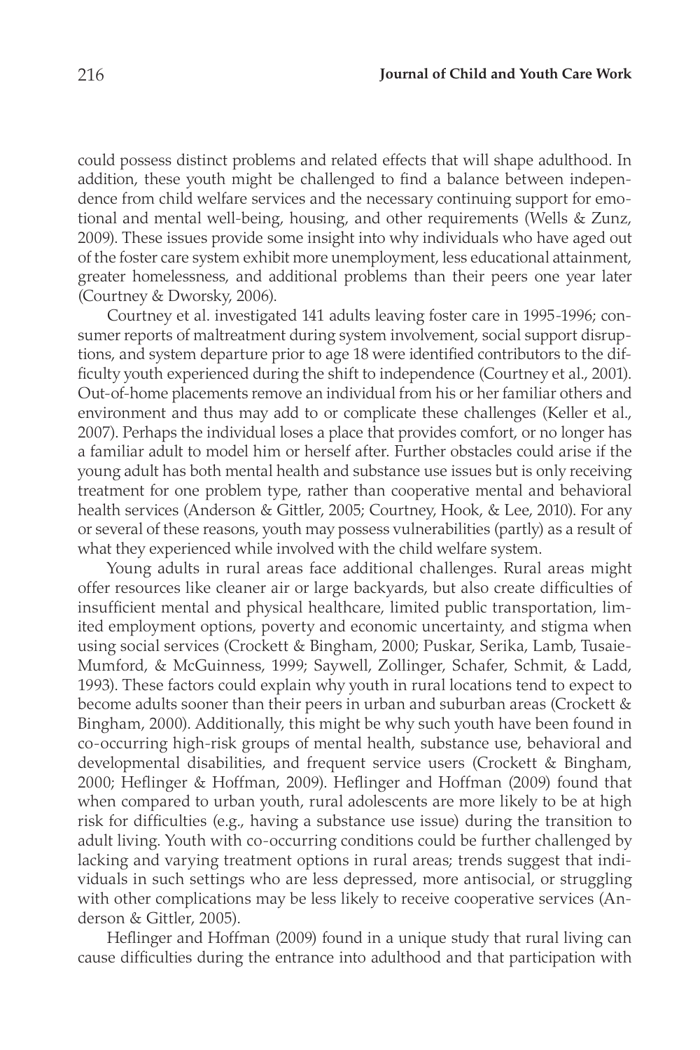could possess distinct problems and related effects that will shape adulthood. In addition, these youth might be challenged to find a balance between independence from child welfare services and the necessary continuing support for emotional and mental well-being, housing, and other requirements (Wells & Zunz, 2009). These issues provide some insight into why individuals who have aged out of the foster care system exhibit more unemployment, less educational attainment, greater homelessness, and additional problems than their peers one year later (Courtney & Dworsky, 2006).

Courtney et al. investigated 141 adults leaving foster care in 1995-1996; consumer reports of maltreatment during system involvement, social support disruptions, and system departure prior to age 18 were identified contributors to the difficulty youth experienced during the shift to independence (Courtney et al., 2001). Out-of-home placements remove an individual from his or her familiar others and environment and thus may add to or complicate these challenges (Keller et al., 2007). Perhaps the individual loses a place that provides comfort, or no longer has a familiar adult to model him or herself after. Further obstacles could arise if the young adult has both mental health and substance use issues but is only receiving treatment for one problem type, rather than cooperative mental and behavioral health services (Anderson & Gittler, 2005; Courtney, Hook, & Lee, 2010). For any or several of these reasons, youth may possess vulnerabilities (partly) as a result of what they experienced while involved with the child welfare system.

Young adults in rural areas face additional challenges. Rural areas might offer resources like cleaner air or large backyards, but also create difficulties of insufficient mental and physical healthcare, limited public transportation, limited employment options, poverty and economic uncertainty, and stigma when using social services (Crockett & Bingham, 2000; Puskar, Serika, Lamb, Tusaie-Mumford, & McGuinness, 1999; Saywell, Zollinger, Schafer, Schmit, & Ladd, 1993). These factors could explain why youth in rural locations tend to expect to become adults sooner than their peers in urban and suburban areas (Crockett & Bingham, 2000). Additionally, this might be why such youth have been found in co-occurring high-risk groups of mental health, substance use, behavioral and developmental disabilities, and frequent service users (Crockett & Bingham, 2000; Heflinger & Hoffman, 2009). Heflinger and Hoffman (2009) found that when compared to urban youth, rural adolescents are more likely to be at high risk for difficulties (e.g., having a substance use issue) during the transition to adult living. Youth with co-occurring conditions could be further challenged by lacking and varying treatment options in rural areas; trends suggest that individuals in such settings who are less depressed, more antisocial, or struggling with other complications may be less likely to receive cooperative services (Anderson & Gittler, 2005).

Heflinger and Hoffman (2009) found in a unique study that rural living can cause difficulties during the entrance into adulthood and that participation with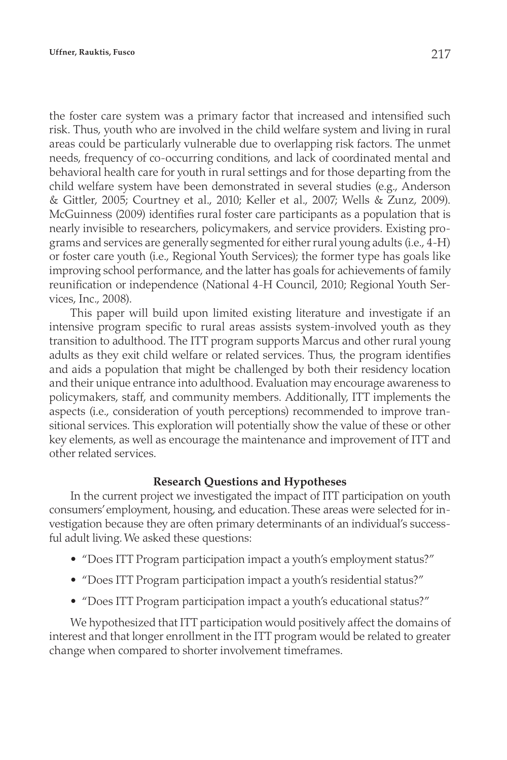the foster care system was a primary factor that increased and intensified such risk. Thus, youth who are involved in the child welfare system and living in rural areas could be particularly vulnerable due to overlapping risk factors. The unmet needs, frequency of co-occurring conditions, and lack of coordinated mental and behavioral health care for youth in rural settings and for those departing from the child welfare system have been demonstrated in several studies (e.g., Anderson & Gittler, 2005; Courtney et al., 2010; Keller et al., 2007; Wells & Zunz, 2009). McGuinness (2009) identifies rural foster care participants as a population that is nearly invisible to researchers, policymakers, and service providers. Existing programs and services are generally segmented for either rural young adults (i.e., 4-H) or foster care youth (i.e., Regional Youth Services); the former type has goals like improving school performance, and the latter has goals for achievements of family reunification or independence (National 4-H Council, 2010; Regional Youth Services, Inc., 2008).

This paper will build upon limited existing literature and investigate if an intensive program specific to rural areas assists system-involved youth as they transition to adulthood. The ITT program supports Marcus and other rural young adults as they exit child welfare or related services. Thus, the program identifies and aids a population that might be challenged by both their residency location and their unique entrance into adulthood. Evaluation may encourage awareness to policymakers, staff, and community members. Additionally, ITT implements the aspects (i.e., consideration of youth perceptions) recommended to improve transitional services. This exploration will potentially show the value of these or other key elements, as well as encourage the maintenance and improvement of ITT and other related services.

## Research Questions and Hypotheses

In the current project we investigated the impact of ITT participation on youth consumers' employment, housing, and education. These areas were selected for investigation because they are often primary determinants of an individual's successful adult living. We asked these questions:

- "Does ITT Program participation impact a youth's employment status?"
- "Does ITT Program participation impact a youth's residential status?"
- "Does ITT Program participation impact a youth's educational status?"

We hypothesized that ITT participation would positively affect the domains of interest and that longer enrollment in the ITT program would be related to greater change when compared to shorter involvement timeframes.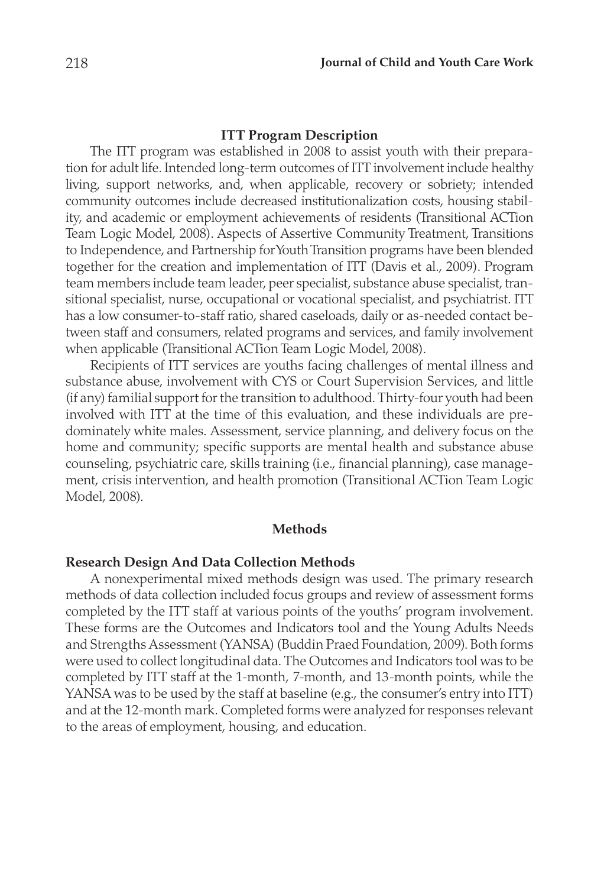## ITT Program Description

The ITT program was established in 2008 to assist youth with their preparation for adult life. Intended long-term outcomes of ITT involvement include healthy living, support networks, and, when applicable, recovery or sobriety; intended community outcomes include decreased institutionalization costs, housing stability, and academic or employment achievements of residents (Transitional ACTion Team Logic Model, 2008). Aspects of Assertive Community Treatment, Transitions to Independence, and Partnership for Youth Transition programs have been blended together for the creation and implementation of ITT (Davis et al., 2009). Program team members include team leader, peer specialist, substance abuse specialist, transitional specialist, nurse, occupational or vocational specialist, and psychiatrist. ITT has a low consumer-to-staff ratio, shared caseloads, daily or as-needed contact between staff and consumers, related programs and services, and family involvement when applicable (Transitional ACTion Team Logic Model, 2008).

Recipients of ITT services are youths facing challenges of mental illness and substance abuse, involvement with CYS or Court Supervision Services, and little (if any) familial support for the transition to adulthood. Thirty-four youth had been involved with ITT at the time of this evaluation, and these individuals are predominately white males. Assessment, service planning, and delivery focus on the home and community; specific supports are mental health and substance abuse counseling, psychiatric care, skills training (i.e., financial planning), case management, crisis intervention, and health promotion (Transitional ACTion Team Logic Model, 2008).

## Methods

### Research Design And Data Collection Methods

A nonexperimental mixed methods design was used. The primary research methods of data collection included focus groups and review of assessment forms completed by the ITT staff at various points of the youths' program involvement. These forms are the Outcomes and Indicators tool and the Young Adults Needs and Strengths Assessment (YANSA) (Buddin Praed Foundation, 2009). Both forms were used to collect longitudinal data. The Outcomes and Indicators tool was to be completed by ITT staff at the 1-month, 7-month, and 13-month points, while the YANSA was to be used by the staff at baseline (e.g., the consumer's entry into ITT) and at the 12-month mark. Completed forms were analyzed for responses relevant to the areas of employment, housing, and education.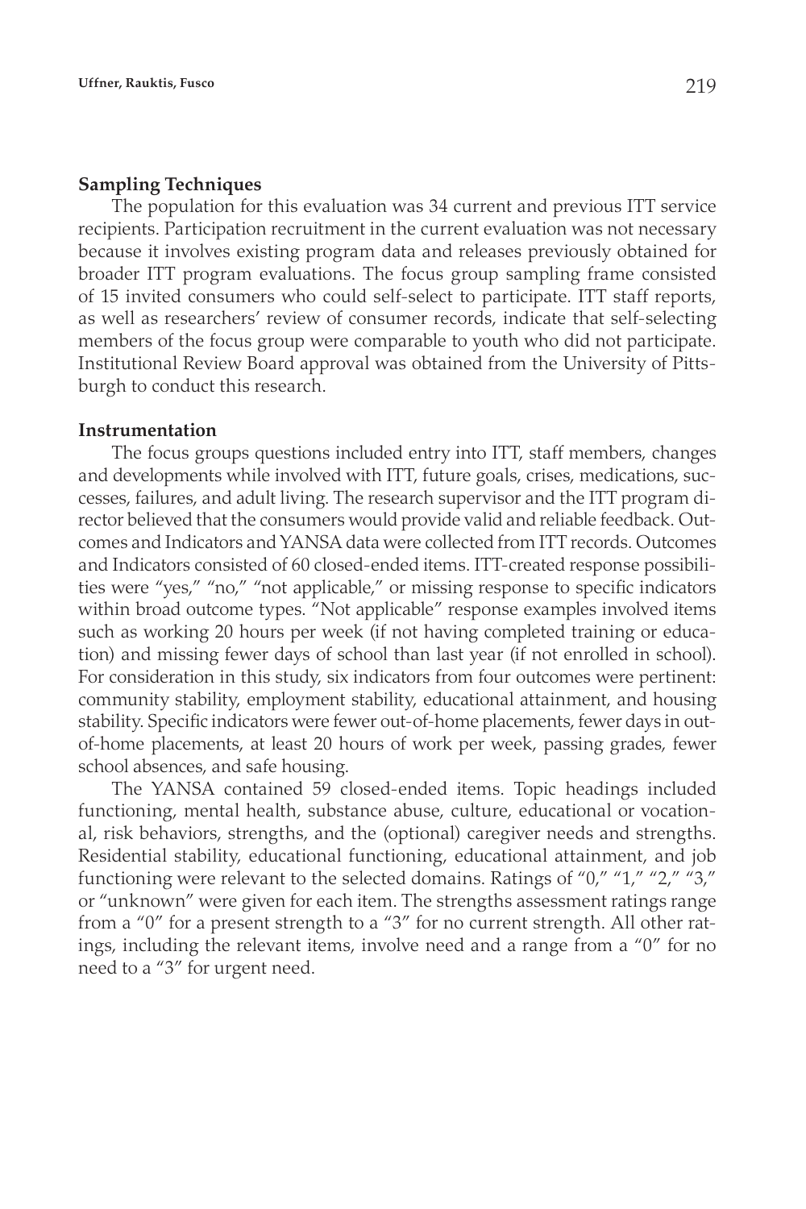### Sampling Techniques

The population for this evaluation was 34 current and previous ITT service recipients. Participation recruitment in the current evaluation was not necessary because it involves existing program data and releases previously obtained for broader ITT program evaluations. The focus group sampling frame consisted of 15 invited consumers who could self-select to participate. ITT staff reports, as well as researchers' review of consumer records, indicate that self-selecting members of the focus group were comparable to youth who did not participate. Institutional Review Board approval was obtained from the University of Pittsburgh to conduct this research.

### Instrumentation

The focus groups questions included entry into ITT, staff members, changes and developments while involved with ITT, future goals, crises, medications, successes, failures, and adult living. The research supervisor and the ITT program director believed that the consumers would provide valid and reliable feedback. Outcomes and Indicators and YANSA data were collected from ITT records. Outcomes and Indicators consisted of 60 closed-ended items. ITT-created response possibilities were "yes," "no," "not applicable," or missing response to specific indicators within broad outcome types. "Not applicable" response examples involved items such as working 20 hours per week (if not having completed training or education) and missing fewer days of school than last year (if not enrolled in school). For consideration in this study, six indicators from four outcomes were pertinent: community stability, employment stability, educational attainment, and housing stability. Specific indicators were fewer out-of-home placements, fewer days in out-of-home placements, at least 20 hours of work per week, passing grades, fewer school absences, and safe housing.

The YANSA contained 59 closed-ended items. Topic headings included functioning, mental health, substance abuse, culture, educational or vocational, risk behaviors, strengths, and the (optional) caregiver needs and strengths. Residential stability, educational functioning, educational attainment, and job functioning were relevant to the selected domains. Ratings of "0," "1," "2," "3," or "unknown" were given for each item. The strengths assessment ratings range from a "0" for a present strength to a "3" for no current strength. All other ratings, including the relevant items, involve need and a range from a "0" for no need to a "3" for urgent need.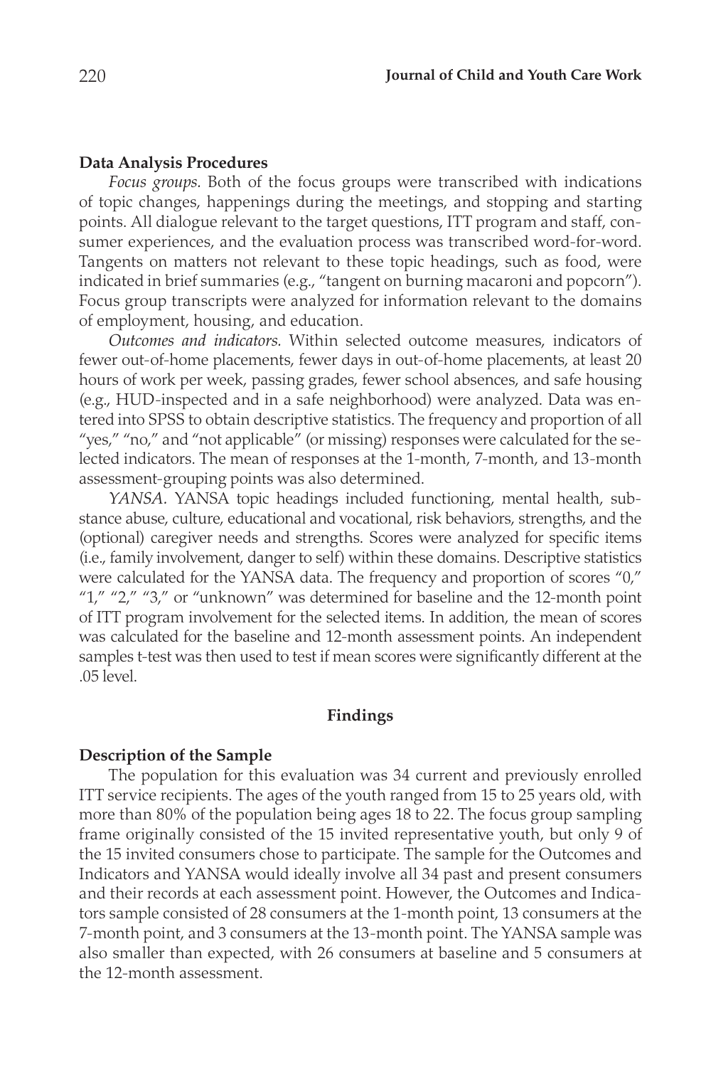### Data Analysis Procedures

*Focus groups.* Both of the focus groups were transcribed with indications of topic changes, happenings during the meetings, and stopping and starting points. All dialogue relevant to the target questions, ITT program and staff, consumer experiences, and the evaluation process was transcribed word-for-word. Tangents on matters not relevant to these topic headings, such as food, were indicated in brief summaries (e.g., "tangent on burning macaroni and popcorn"). Focus group transcripts were analyzed for information relevant to the domains of employment, housing, and education.

*Outcomes and indicators.* Within selected outcome measures, indicators of fewer out-of-home placements, fewer days in out-of-home placements, at least 20 hours of work per week, passing grades, fewer school absences, and safe housing (e.g., HUD-inspected and in a safe neighborhood) were analyzed. Data was entered into SPSS to obtain descriptive statistics. The frequency and proportion of all "yes," "no," and "not applicable" (or missing) responses were calculated for the selected indicators. The mean of responses at the 1-month, 7-month, and 13-month assessment-grouping points was also determined.

*YANSA.* YANSA topic headings included functioning, mental health, substance abuse, culture, educational and vocational, risk behaviors, strengths, and the (optional) caregiver needs and strengths. Scores were analyzed for specific items (i.e., family involvement, danger to self) within these domains. Descriptive statistics were calculated for the YANSA data. The frequency and proportion of scores "0," "1," "2," "3," or "unknown" was determined for baseline and the 12-month point of ITT program involvement for the selected items. In addition, the mean of scores was calculated for the baseline and 12-month assessment points. An independent samples t-test was then used to test if mean scores were significantly different at the .05 level.

## Findings

### Description of the Sample

The population for this evaluation was 34 current and previously enrolled ITT service recipients. The ages of the youth ranged from 15 to 25 years old, with more than 80% of the population being ages 18 to 22. The focus group sampling frame originally consisted of the 15 invited representative youth, but only 9 of the 15 invited consumers chose to participate. The sample for the Outcomes and Indicators and YANSA would ideally involve all 34 past and present consumers and their records at each assessment point. However, the Outcomes and Indicators sample consisted of 28 consumers at the 1-month point, 13 consumers at the 7-month point, and 3 consumers at the 13-month point. The YANSA sample was also smaller than expected, with 26 consumers at baseline and 5 consumers at the 12-month assessment.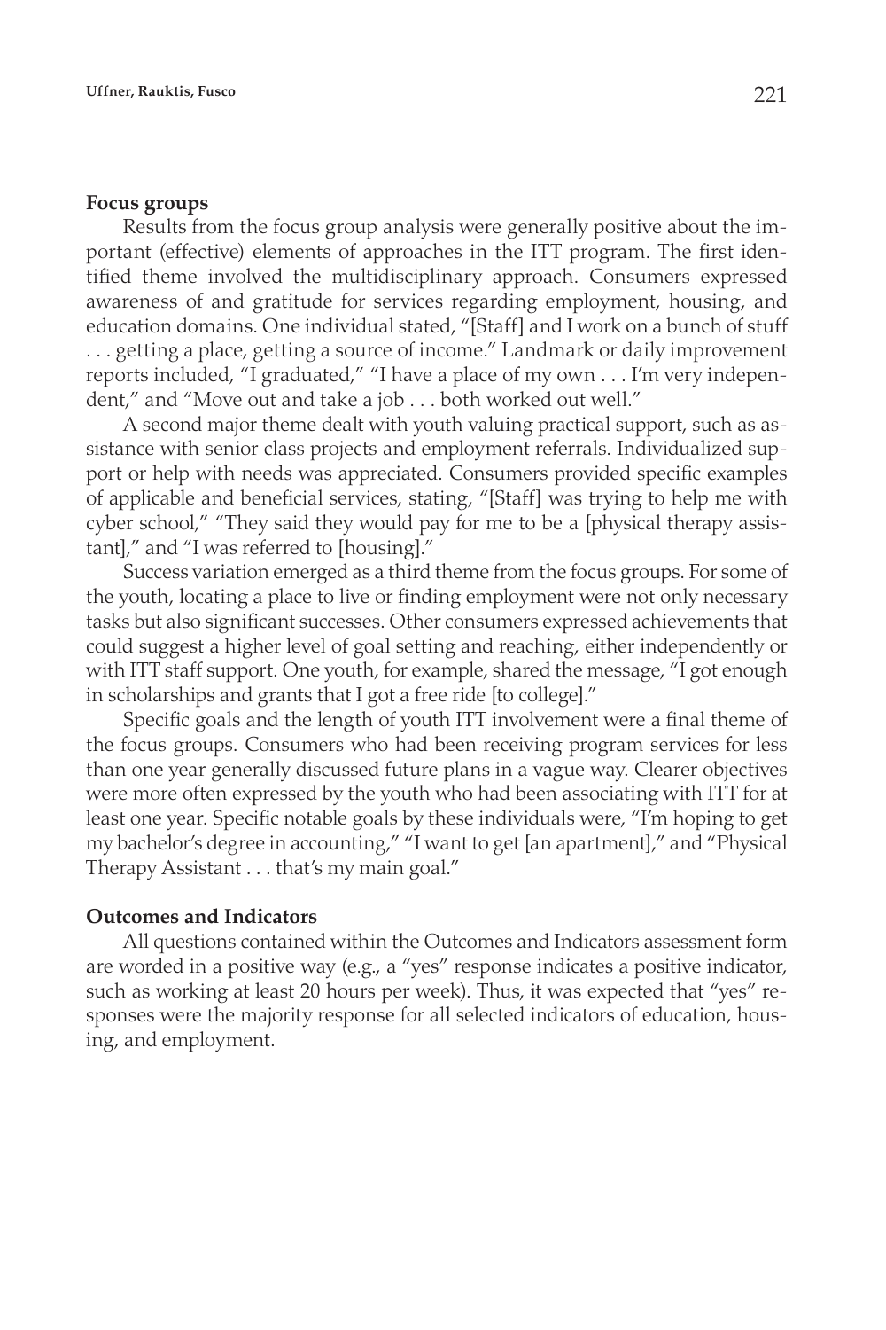**Focus groups**

Results from the focus group analysis were generally positive about the important (effective) elements of approaches in the ITT program. The first identified theme involved the multidisciplinary approach. Consumers expressed awareness of and gratitude for services regarding employment, housing, and education domains. One individual stated, "[Staff] and I work on a bunch of stuff . . . getting a place, getting a source of income." Landmark or daily improvement reports included, "I graduated," "I have a place of my own . . . I'm very independent," and "Move out and take a job . . . both worked out well."

A second major theme dealt with youth valuing practical support, such as assistance with senior class projects and employment referrals. Individualized support or help with needs was appreciated. Consumers provided specific examples of applicable and beneficial services, stating, "[Staff] was trying to help me with cyber school," "They said they would pay for me to be a [physical therapy assistant]," and "I was referred to [housing]."

Success variation emerged as a third theme from the focus groups. For some of the youth, locating a place to live or finding employment were not only necessary tasks but also significant successes. Other consumers expressed achievements that could suggest a higher level of goal setting and reaching, either independently or with ITT staff support. One youth, for example, shared the message, "I got enough in scholarships and grants that I got a free ride [to college]."

Specific goals and the length of youth ITT involvement were a final theme of the focus groups. Consumers who had been receiving program services for less than one year generally discussed future plans in a vague way. Clearer objectives were more often expressed by the youth who had been associating with ITT for at least one year. Specific notable goals by these individuals were, "I'm hoping to get my bachelor's degree in accounting," "I want to get [an apartment]," and "Physical Therapy Assistant . . . that's my main goal."

**Outcomes and Indicators**

All questions contained within the Outcomes and Indicators assessment form are worded in a positive way (e.g., a "yes" response indicates a positive indicator, such as working at least 20 hours per week). Thus, it was expected that "yes" responses were the majority response for all selected indicators of education, housing, and employment.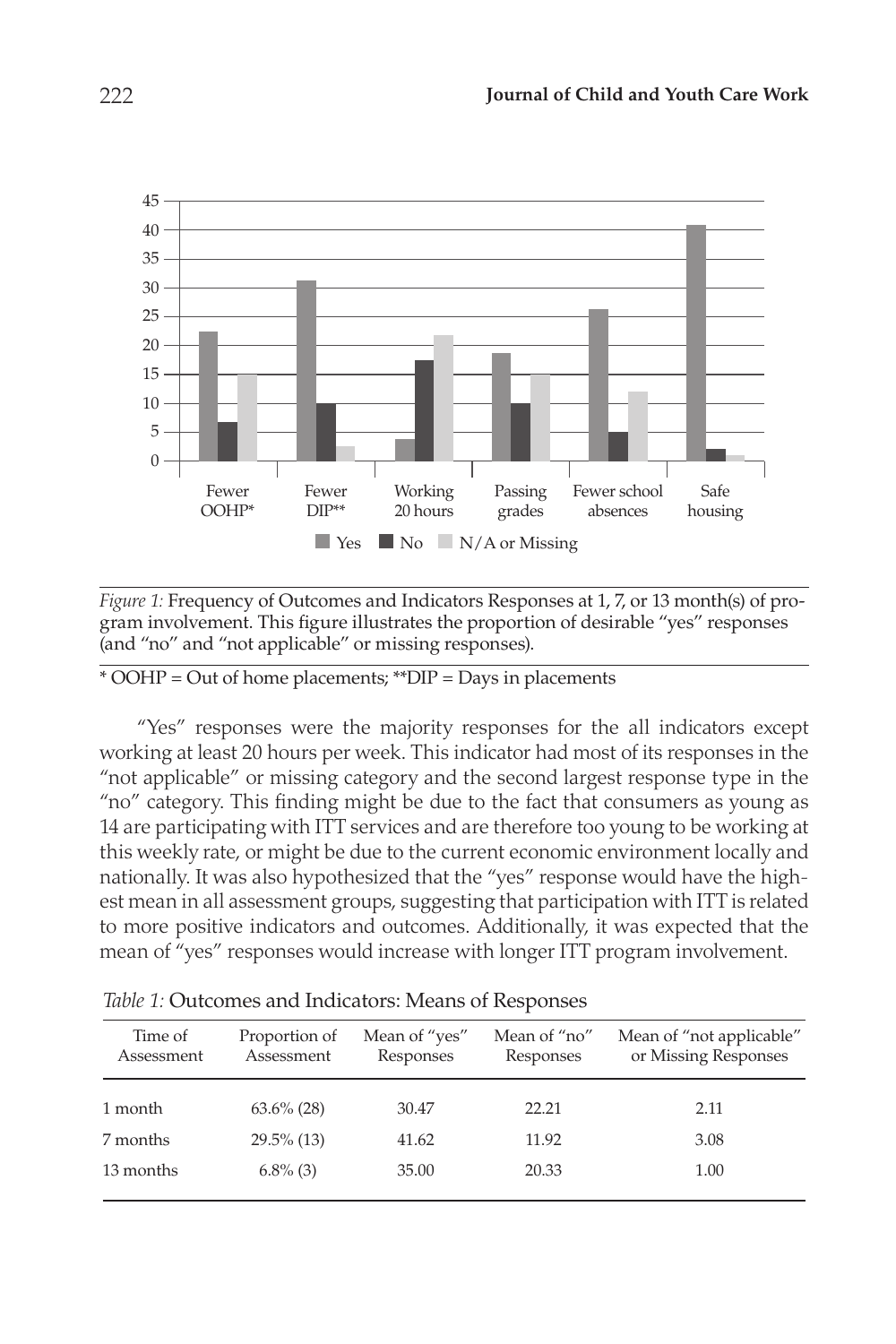*Figure 1:* Frequency of Outcomes and Indicators Responses at 1, 7, or 13 month(s) of program involvement. This figure illustrates the proportion of desirable "yes" responses (and "no" and "not applicable" or missing responses).

* OOHP = Out of home placements; **DIP = Days in placements

"Yes" responses were the majority responses for the all indicators except working at least 20 hours per week. This indicator had most of its responses in the "not applicable" or missing category and the second largest response type in the "no" category. This finding might be due to the fact that consumers as young as 14 are participating with ITT services and are therefore too young to be working at this weekly rate, or might be due to the current economic environment locally and nationally. It was also hypothesized that the "yes" response would have the highest mean in all assessment groups, suggesting that participation with ITT is related to more positive indicators and outcomes. Additionally, it was expected that the mean of "yes" responses would increase with longer ITT program involvement.

*Table 1:* Outcomes and Indicators: Means of Responses

| Time of Assessment | Proportion of Assessment | Mean of "yes" Responses | Mean of "no" Responses | Mean of "not applicable" or Missing Responses |
|---|---|---|---|---|
| 1 month | 63.6% (28) | 30.47 | 22.21 | 2.11 |
| 7 months | 29.5% (13) | 41.62 | 11.92 | 3.08 |
| 13 months | 6.8% (3) | 35.00 | 20.33 | 1.00 |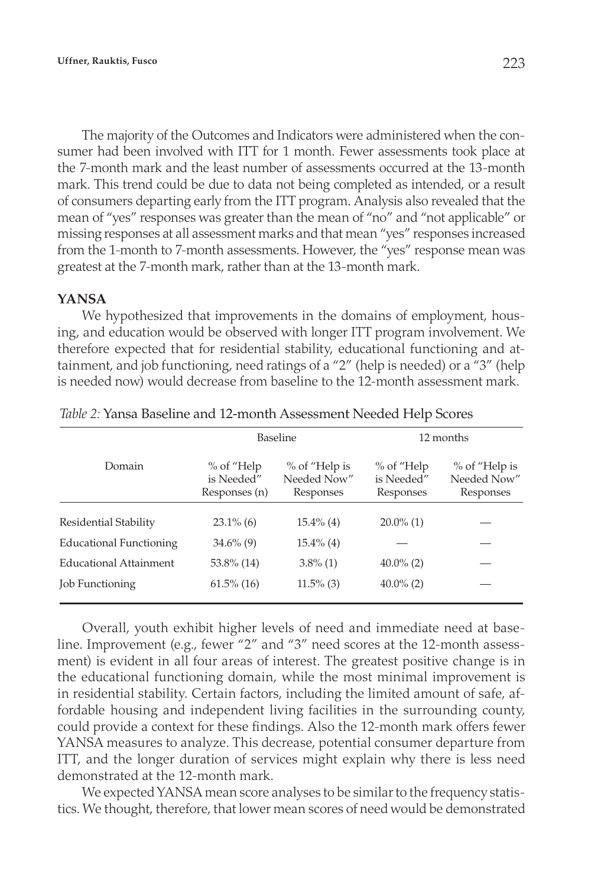The majority of the Outcomes and Indicators were administered when the consumer had been involved with ITT for 1 month. Fewer assessments took place at the 7-month mark and the least number of assessments occurred at the 13-month mark. This trend could be due to data not being completed as intended, or a result of consumers departing early from the ITT program. Analysis also revealed that the mean of "yes" responses was greater than the mean of "no" and "not applicable" or missing responses at all assessment marks and that mean "yes" responses increased from the 1-month to 7-month assessments. However, the "yes" response mean was greatest at the 7-month mark, rather than at the 13-month mark.

### YANSA

We hypothesized that improvements in the domains of employment, housing, and education would be observed with longer ITT program involvement. We therefore expected that for residential stability, educational functioning and attainment, and job functioning, need ratings of a "2" (help is needed) or a "3" (help is needed now) would decrease from baseline to the 12-month assessment mark.

*Table 2:* Yansa Baseline and 12-month Assessment Needed Help Scores

| | Baseline | | 12 months | |
|---|---|---|---|---|
| Domain | % of "Help is Needed" Responses (n) | % of "Help is Needed Now" Responses | % of "Help is Needed" Responses | % of "Help is Needed Now" Responses |
| Residential Stability | 23.1% (6) | 15.4% (4) | 20.0% (1) | — |
| Educational Functioning | 34.6% (9) | 15.4% (4) | — | — |
| Educational Attainment | 53.8% (14) | 3.8% (1) | 40.0% (2) | — |
| Job Functioning | 61.5% (16) | 11.5% (3) | 40.0% (2) | — |

Overall, youth exhibit higher levels of need and immediate need at baseline. Improvement (e.g., fewer "2" and "3" need scores at the 12-month assessment) is evident in all four areas of interest. The greatest positive change is in the educational functioning domain, while the most minimal improvement is in residential stability. Certain factors, including the limited amount of safe, affordable housing and independent living facilities in the surrounding county, could provide a context for these findings. Also the 12-month mark offers fewer YANSA measures to analyze. This decrease, potential consumer departure from ITT, and the longer duration of services might explain why there is less need demonstrated at the 12-month mark.

We expected YANSA mean score analyses to be similar to the frequency statistics. We thought, therefore, that lower mean scores of need would be demonstrated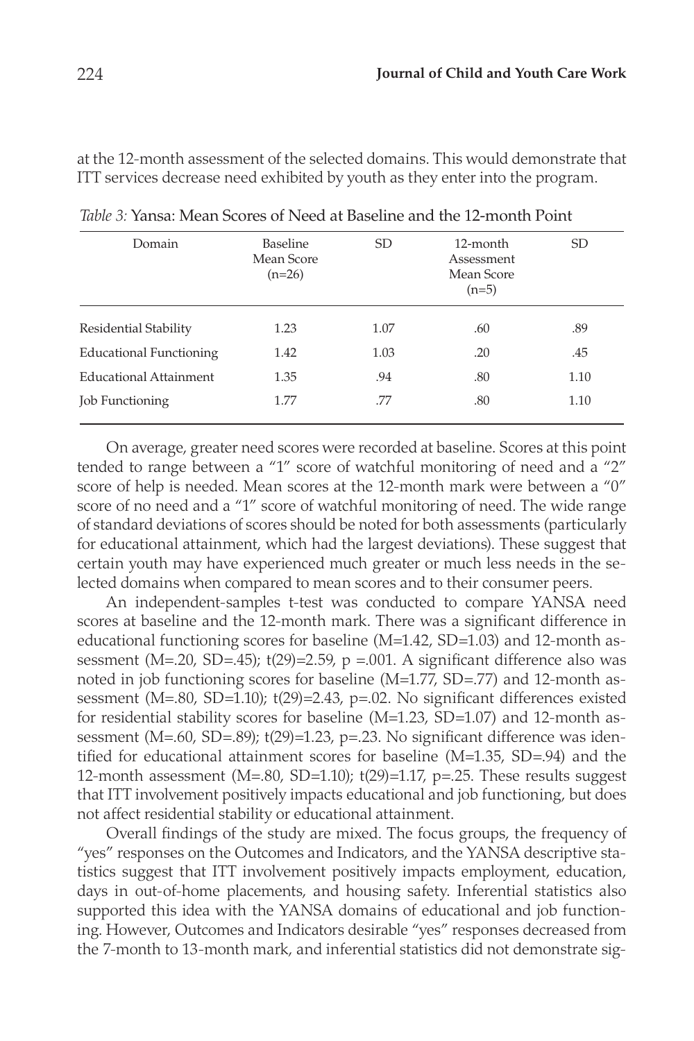at the 12-month assessment of the selected domains. This would demonstrate that ITT services decrease need exhibited by youth as they enter into the program.

*Table 3:* Yansa: Mean Scores of Need at Baseline and the 12-month Point

| Domain | Baseline Mean Score (n=26) | SD | 12-month Assessment Mean Score (n=5) | SD |
|---|---|---|---|---|
| Residential Stability | 1.23 | 1.07 | .60 | .89 |
| Educational Functioning | 1.42 | 1.03 | .20 | .45 |
| Educational Attainment | 1.35 | .94 | .80 | 1.10 |
| Job Functioning | 1.77 | .77 | .80 | 1.10 |

On average, greater need scores were recorded at baseline. Scores at this point tended to range between a "1" score of watchful monitoring of need and a "2" score of help is needed. Mean scores at the 12-month mark were between a "0" score of no need and a "1" score of watchful monitoring of need. The wide range of standard deviations of scores should be noted for both assessments (particularly for educational attainment, which had the largest deviations). These suggest that certain youth may have experienced much greater or much less needs in the selected domains when compared to mean scores and to their consumer peers.

An independent-samples t-test was conducted to compare YANSA need scores at baseline and the 12-month mark. There was a significant difference in educational functioning scores for baseline (M=1.42, SD=1.03) and 12-month assessment (M=.20, SD=.45); $t(29)=2.59$, $p = .001$. A significant difference also was noted in job functioning scores for baseline (M=1.77, SD=.77) and 12-month assessment (M=.80, SD=1.10); $t(29)=2.43$, $p=.02$. No significant differences existed for residential stability scores for baseline (M=1.23, SD=1.07) and 12-month assessment (M=.60, SD=.89); $t(29)=1.23$, $p=.23$. No significant difference was identified for educational attainment scores for baseline (M=1.35, SD=.94) and the 12-month assessment (M=.80, SD=1.10); $t(29)=1.17$, $p=.25$. These results suggest that ITT involvement positively impacts educational and job functioning, but does not affect residential stability or educational attainment.

Overall findings of the study are mixed. The focus groups, the frequency of "yes" responses on the Outcomes and Indicators, and the YANSA descriptive statistics suggest that ITT involvement positively impacts employment, education, days in out-of-home placements, and housing safety. Inferential statistics also supported this idea with the YANSA domains of educational and job functioning. However, Outcomes and Indicators desirable "yes" responses decreased from the 7-month to 13-month mark, and inferential statistics did not demonstrate sig-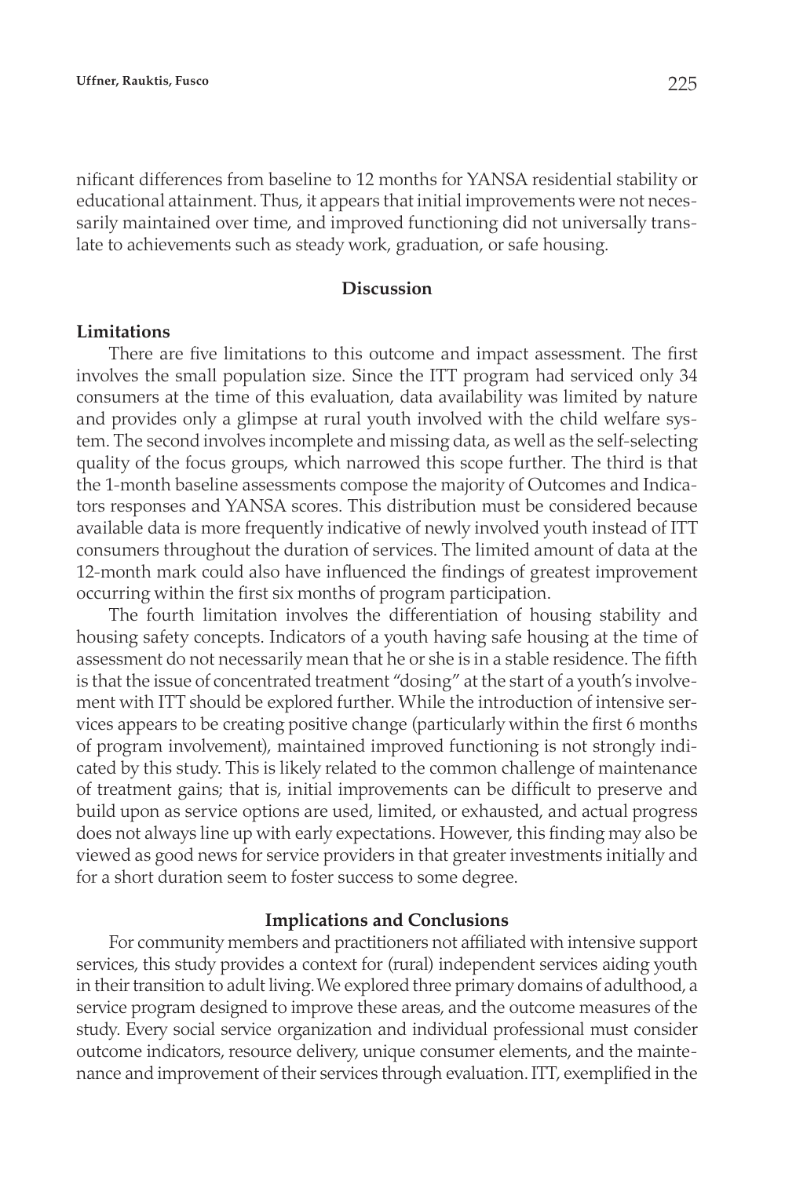nificant differences from baseline to 12 months for YANSA residential stability or educational attainment. Thus, it appears that initial improvements were not necessarily maintained over time, and improved functioning did not universally translate to achievements such as steady work, graduation, or safe housing.

## Discussion

### Limitations

There are five limitations to this outcome and impact assessment. The first involves the small population size. Since the ITT program had serviced only 34 consumers at the time of this evaluation, data availability was limited by nature and provides only a glimpse at rural youth involved with the child welfare system. The second involves incomplete and missing data, as well as the self-selecting quality of the focus groups, which narrowed this scope further. The third is that the 1-month baseline assessments compose the majority of Outcomes and Indicators responses and YANSA scores. This distribution must be considered because available data is more frequently indicative of newly involved youth instead of ITT consumers throughout the duration of services. The limited amount of data at the 12-month mark could also have influenced the findings of greatest improvement occurring within the first six months of program participation.

The fourth limitation involves the differentiation of housing stability and housing safety concepts. Indicators of a youth having safe housing at the time of assessment do not necessarily mean that he or she is in a stable residence. The fifth is that the issue of concentrated treatment "dosing" at the start of a youth's involvement with ITT should be explored further. While the introduction of intensive services appears to be creating positive change (particularly within the first 6 months of program involvement), maintained improved functioning is not strongly indicated by this study. This is likely related to the common challenge of maintenance of treatment gains; that is, initial improvements can be difficult to preserve and build upon as service options are used, limited, or exhausted, and actual progress does not always line up with early expectations. However, this finding may also be viewed as good news for service providers in that greater investments initially and for a short duration seem to foster success to some degree.

## Implications and Conclusions

For community members and practitioners not affiliated with intensive support services, this study provides a context for (rural) independent services aiding youth in their transition to adult living. We explored three primary domains of adulthood, a service program designed to improve these areas, and the outcome measures of the study. Every social service organization and individual professional must consider outcome indicators, resource delivery, unique consumer elements, and the maintenance and improvement of their services through evaluation. ITT, exemplified in the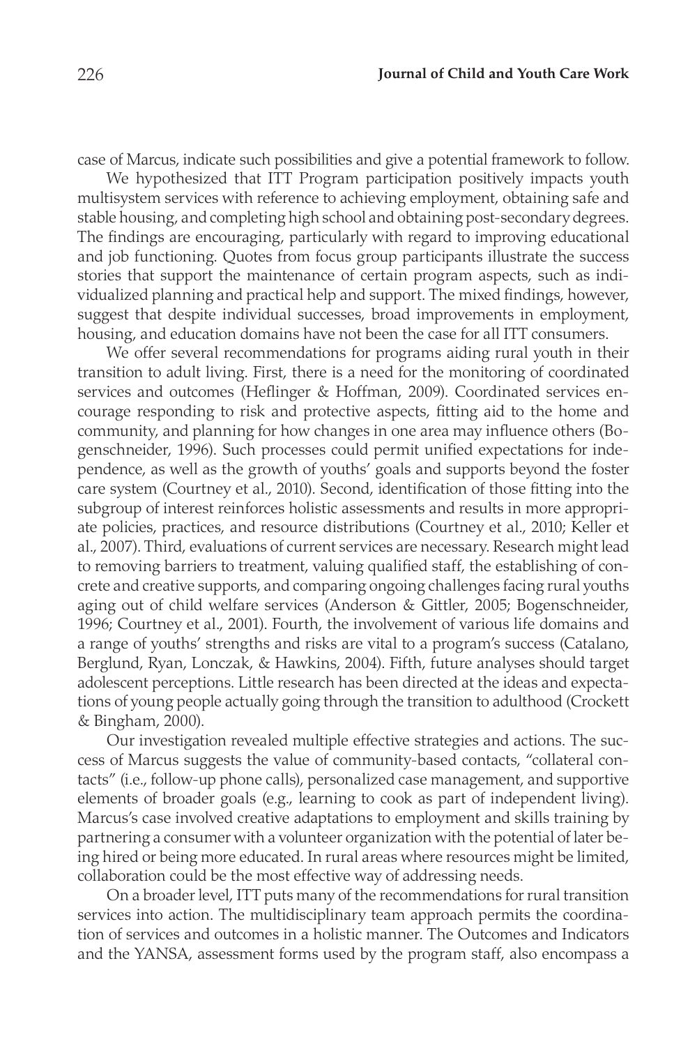case of Marcus, indicate such possibilities and give a potential framework to follow.

We hypothesized that ITT Program participation positively impacts youth multisystem services with reference to achieving employment, obtaining safe and stable housing, and completing high school and obtaining post-secondary degrees. The findings are encouraging, particularly with regard to improving educational and job functioning. Quotes from focus group participants illustrate the success stories that support the maintenance of certain program aspects, such as individualized planning and practical help and support. The mixed findings, however, suggest that despite individual successes, broad improvements in employment, housing, and education domains have not been the case for all ITT consumers.

We offer several recommendations for programs aiding rural youth in their transition to adult living. First, there is a need for the monitoring of coordinated services and outcomes (Heflinger & Hoffman, 2009). Coordinated services encourage responding to risk and protective aspects, fitting aid to the home and community, and planning for how changes in one area may influence others (Bogenschneider, 1996). Such processes could permit unified expectations for independence, as well as the growth of youths' goals and supports beyond the foster care system (Courtney et al., 2010). Second, identification of those fitting into the subgroup of interest reinforces holistic assessments and results in more appropriate policies, practices, and resource distributions (Courtney et al., 2010; Keller et al., 2007). Third, evaluations of current services are necessary. Research might lead to removing barriers to treatment, valuing qualified staff, the establishing of concrete and creative supports, and comparing ongoing challenges facing rural youths aging out of child welfare services (Anderson & Gittler, 2005; Bogenschneider, 1996; Courtney et al., 2001). Fourth, the involvement of various life domains and a range of youths' strengths and risks are vital to a program's success (Catalano, Berglund, Ryan, Lonczak, & Hawkins, 2004). Fifth, future analyses should target adolescent perceptions. Little research has been directed at the ideas and expectations of young people actually going through the transition to adulthood (Crockett & Bingham, 2000).

Our investigation revealed multiple effective strategies and actions. The success of Marcus suggests the value of community-based contacts, "collateral contacts" (i.e., follow-up phone calls), personalized case management, and supportive elements of broader goals (e.g., learning to cook as part of independent living). Marcus's case involved creative adaptations to employment and skills training by partnering a consumer with a volunteer organization with the potential of later being hired or being more educated. In rural areas where resources might be limited, collaboration could be the most effective way of addressing needs.

On a broader level, ITT puts many of the recommendations for rural transition services into action. The multidisciplinary team approach permits the coordination of services and outcomes in a holistic manner. The Outcomes and Indicators and the YANSA, assessment forms used by the program staff, also encompass a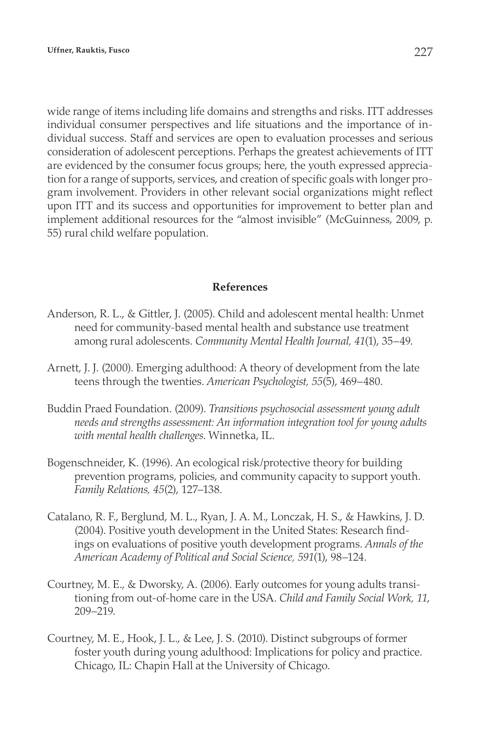wide range of items including life domains and strengths and risks. ITT addresses individual consumer perspectives and life situations and the importance of individual success. Staff and services are open to evaluation processes and serious consideration of adolescent perceptions. Perhaps the greatest achievements of ITT are evidenced by the consumer focus groups; here, the youth expressed appreciation for a range of supports, services, and creation of specific goals with longer program involvement. Providers in other relevant social organizations might reflect upon ITT and its success and opportunities for improvement to better plan and implement additional resources for the "almost invisible" (McGuinness, 2009, p. 55) rural child welfare population.

## References

Anderson, R. L., & Gittler, J. (2005). Child and adolescent mental health: Unmet need for community-based mental health and substance use treatment among rural adolescents. *Community Mental Health Journal, 41*(1), 35–49.

Arnett, J. J. (2000). Emerging adulthood: A theory of development from the late teens through the twenties. *American Psychologist, 55*(5), 469–480.

Buddin Praed Foundation. (2009). *Transitions psychosocial assessment young adult needs and strengths assessment: An information integration tool for young adults with mental health challenges*. Winnetka, IL.

Bogenschneider, K. (1996). An ecological risk/protective theory for building prevention programs, policies, and community capacity to support youth. *Family Relations, 45*(2), 127–138.

Catalano, R. F., Berglund, M. L., Ryan, J. A. M., Lonczak, H. S., & Hawkins, J. D. (2004). Positive youth development in the United States: Research findings on evaluations of positive youth development programs. *Annals of the American Academy of Political and Social Science, 591*(1), 98–124.

Courtney, M. E., & Dworsky, A. (2006). Early outcomes for young adults transitioning from out-of-home care in the USA. *Child and Family Social Work, 11*, 209–219.

Courtney, M. E., Hook, J. L., & Lee, J. S. (2010). Distinct subgroups of former foster youth during young adulthood: Implications for policy and practice. Chicago, IL: Chapin Hall at the University of Chicago.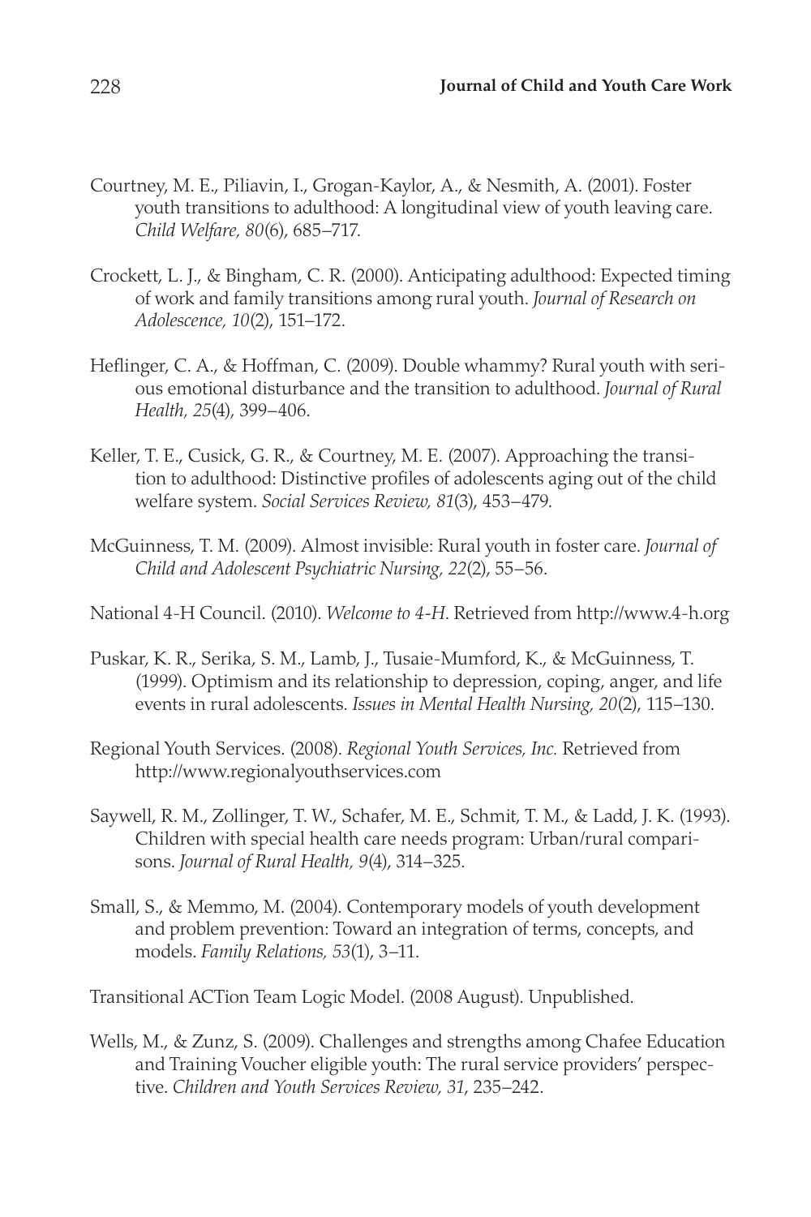Courtney, M. E., Piliavin, I., Grogan-Kaylor, A., & Nesmith, A. (2001). Foster youth transitions to adulthood: A longitudinal view of youth leaving care. *Child Welfare, 80*(6), 685–717.

Crockett, L. J., & Bingham, C. R. (2000). Anticipating adulthood: Expected timing of work and family transitions among rural youth. *Journal of Research on Adolescence, 10*(2), 151–172.

Heflinger, C. A., & Hoffman, C. (2009). Double whammy? Rural youth with serious emotional disturbance and the transition to adulthood. *Journal of Rural Health, 25*(4), 399–406.

Keller, T. E., Cusick, G. R., & Courtney, M. E. (2007). Approaching the transition to adulthood: Distinctive profiles of adolescents aging out of the child welfare system. *Social Services Review, 81*(3), 453–479.

McGuinness, T. M. (2009). Almost invisible: Rural youth in foster care. *Journal of Child and Adolescent Psychiatric Nursing, 22*(2), 55–56.

National 4-H Council. (2010). *Welcome to 4-H*. Retrieved from http://www.4-h.org

Puskar, K. R., Serika, S. M., Lamb, J., Tusaie-Mumford, K., & McGuinness, T. (1999). Optimism and its relationship to depression, coping, anger, and life events in rural adolescents. *Issues in Mental Health Nursing, 20*(2), 115–130.

Regional Youth Services. (2008). *Regional Youth Services, Inc.* Retrieved from http://www.regionalyouthservices.com

Saywell, R. M., Zollinger, T. W., Schafer, M. E., Schmit, T. M., & Ladd, J. K. (1993). Children with special health care needs program: Urban/rural comparisons. *Journal of Rural Health, 9*(4), 314–325.

Small, S., & Memmo, M. (2004). Contemporary models of youth development and problem prevention: Toward an integration of terms, concepts, and models. *Family Relations, 53*(1), 3–11.

Transitional ACTion Team Logic Model. (2008 August). Unpublished.

Wells, M., & Zunz, S. (2009). Challenges and strengths among Chafee Education and Training Voucher eligible youth: The rural service providers' perspective. *Children and Youth Services Review, 31*, 235–242.